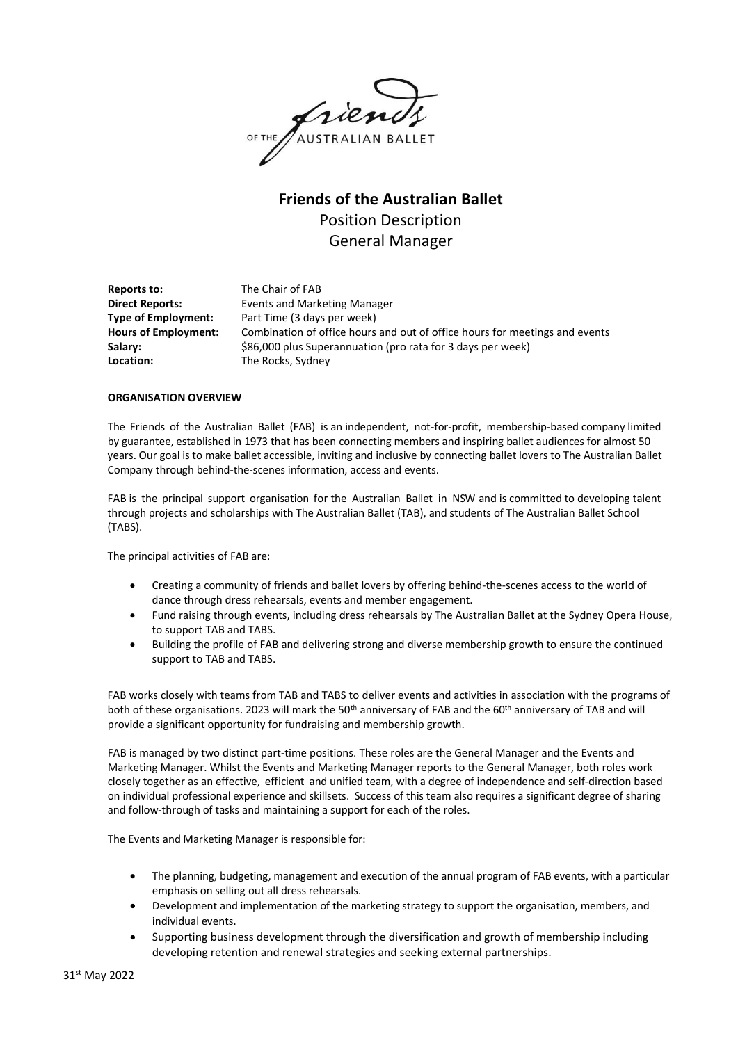# Friends of the Australian Ballet

## Position Description

## General Manager

**Reports to:** The Chair of FAB
**Direct Reports:** Events and Marketing Manager
**Type of Employment:** Part Time (3 days per week)
**Hours of Employment:** Combination of office hours and out of office hours for meetings and events
**Salary:** $86,000 plus Superannuation (pro rata for 3 days per week)
**Location:** The Rocks, Sydney

### ORGANISATION OVERVIEW

The Friends of the Australian Ballet (FAB) is an independent, not-for-profit, membership-based company limited by guarantee, established in 1973 that has been connecting members and inspiring ballet audiences for almost 50 years. Our goal is to make ballet accessible, inviting and inclusive by connecting ballet lovers to The Australian Ballet Company through behind-the-scenes information, access and events.

FAB is the principal support organisation for the Australian Ballet in NSW and is committed to developing talent through projects and scholarships with The Australian Ballet (TAB), and students of The Australian Ballet School (TABS).

The principal activities of FAB are:

- Creating a community of friends and ballet lovers by offering behind-the-scenes access to the world of dance through dress rehearsals, events and member engagement.
- Fund raising through events, including dress rehearsals by The Australian Ballet at the Sydney Opera House, to support TAB and TABS.
- Building the profile of FAB and delivering strong and diverse membership growth to ensure the continued support to TAB and TABS.

FAB works closely with teams from TAB and TABS to deliver events and activities in association with the programs of both of these organisations. 2023 will mark the 50th anniversary of FAB and the 60th anniversary of TAB and will provide a significant opportunity for fundraising and membership growth.

FAB is managed by two distinct part-time positions. These roles are the General Manager and the Events and Marketing Manager. Whilst the Events and Marketing Manager reports to the General Manager, both roles work closely together as an effective, efficient and unified team, with a degree of independence and self-direction based on individual professional experience and skillsets. Success of this team also requires a significant degree of sharing and follow-through of tasks and maintaining a support for each of the roles.

The Events and Marketing Manager is responsible for:

- The planning, budgeting, management and execution of the annual program of FAB events, with a particular emphasis on selling out all dress rehearsals.
- Development and implementation of the marketing strategy to support the organisation, members, and individual events.
- Supporting business development through the diversification and growth of membership including developing retention and renewal strategies and seeking external partnerships.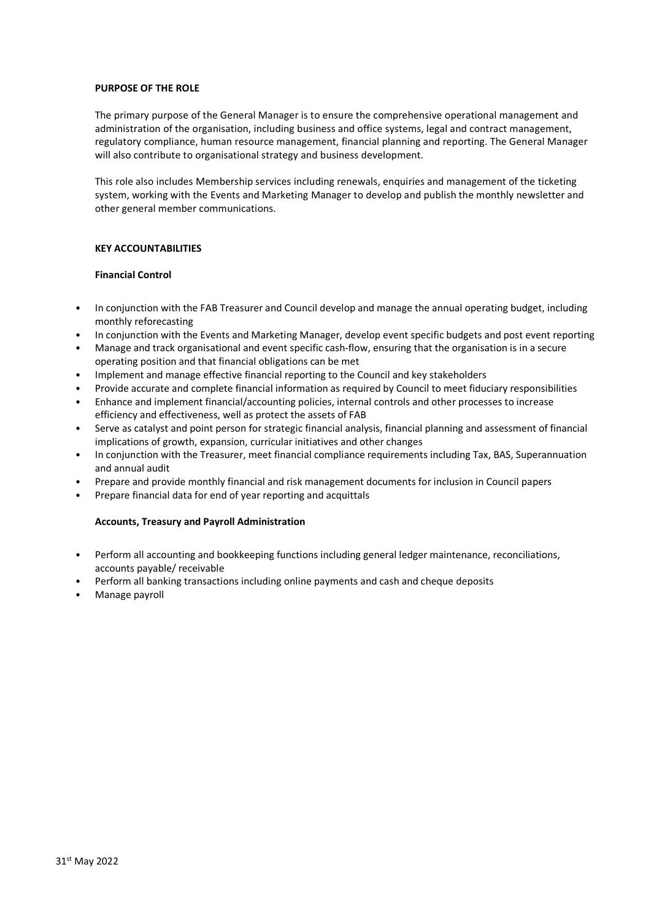**PURPOSE OF THE ROLE**

The primary purpose of the General Manager is to ensure the comprehensive operational management and administration of the organisation, including business and office systems, legal and contract management, regulatory compliance, human resource management, financial planning and reporting. The General Manager will also contribute to organisational strategy and business development.

This role also includes Membership services including renewals, enquiries and management of the ticketing system, working with the Events and Marketing Manager to develop and publish the monthly newsletter and other general member communications.

**KEY ACCOUNTABILITIES**

**Financial Control**

- In conjunction with the FAB Treasurer and Council develop and manage the annual operating budget, including monthly reforecasting
- In conjunction with the Events and Marketing Manager, develop event specific budgets and post event reporting
- Manage and track organisational and event specific cash-flow, ensuring that the organisation is in a secure operating position and that financial obligations can be met
- Implement and manage effective financial reporting to the Council and key stakeholders
- Provide accurate and complete financial information as required by Council to meet fiduciary responsibilities
- Enhance and implement financial/accounting policies, internal controls and other processes to increase efficiency and effectiveness, well as protect the assets of FAB
- Serve as catalyst and point person for strategic financial analysis, financial planning and assessment of financial implications of growth, expansion, curricular initiatives and other changes
- In conjunction with the Treasurer, meet financial compliance requirements including Tax, BAS, Superannuation and annual audit
- Prepare and provide monthly financial and risk management documents for inclusion in Council papers
- Prepare financial data for end of year reporting and acquittals

**Accounts, Treasury and Payroll Administration**

- Perform all accounting and bookkeeping functions including general ledger maintenance, reconciliations, accounts payable/ receivable
- Perform all banking transactions including online payments and cash and cheque deposits
- Manage payroll

31st May 2022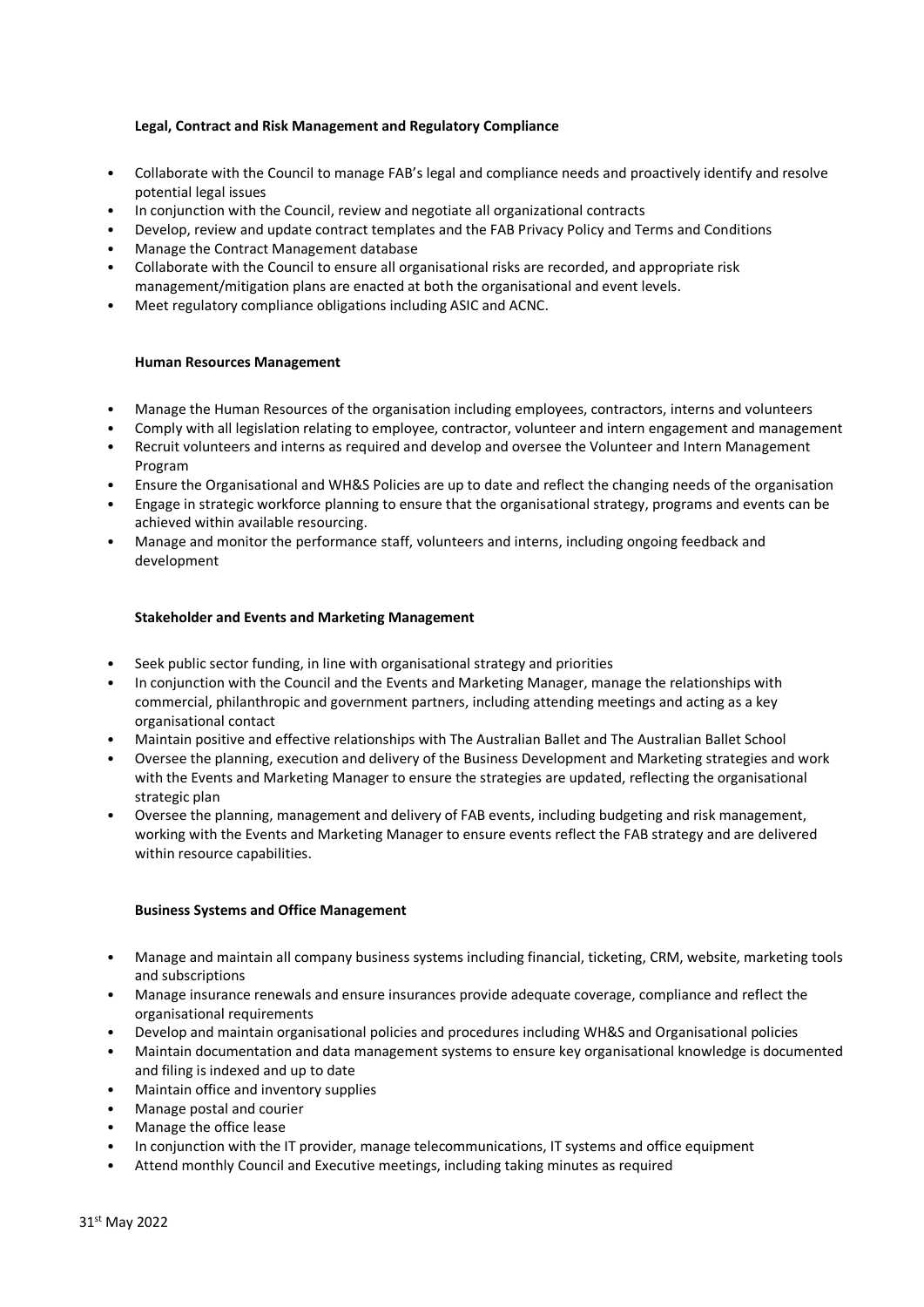**Legal, Contract and Risk Management and Regulatory Compliance**

- Collaborate with the Council to manage FAB's legal and compliance needs and proactively identify and resolve potential legal issues
- In conjunction with the Council, review and negotiate all organizational contracts
- Develop, review and update contract templates and the FAB Privacy Policy and Terms and Conditions
- Manage the Contract Management database
- Collaborate with the Council to ensure all organisational risks are recorded, and appropriate risk management/mitigation plans are enacted at both the organisational and event levels.
- Meet regulatory compliance obligations including ASIC and ACNC.

**Human Resources Management**

- Manage the Human Resources of the organisation including employees, contractors, interns and volunteers
- Comply with all legislation relating to employee, contractor, volunteer and intern engagement and management
- Recruit volunteers and interns as required and develop and oversee the Volunteer and Intern Management Program
- Ensure the Organisational and WH&S Policies are up to date and reflect the changing needs of the organisation
- Engage in strategic workforce planning to ensure that the organisational strategy, programs and events can be achieved within available resourcing.
- Manage and monitor the performance staff, volunteers and interns, including ongoing feedback and development

**Stakeholder and Events and Marketing Management**

- Seek public sector funding, in line with organisational strategy and priorities
- In conjunction with the Council and the Events and Marketing Manager, manage the relationships with commercial, philanthropic and government partners, including attending meetings and acting as a key organisational contact
- Maintain positive and effective relationships with The Australian Ballet and The Australian Ballet School
- Oversee the planning, execution and delivery of the Business Development and Marketing strategies and work with the Events and Marketing Manager to ensure the strategies are updated, reflecting the organisational strategic plan
- Oversee the planning, management and delivery of FAB events, including budgeting and risk management, working with the Events and Marketing Manager to ensure events reflect the FAB strategy and are delivered within resource capabilities.

**Business Systems and Office Management**

- Manage and maintain all company business systems including financial, ticketing, CRM, website, marketing tools and subscriptions
- Manage insurance renewals and ensure insurances provide adequate coverage, compliance and reflect the organisational requirements
- Develop and maintain organisational policies and procedures including WH&S and Organisational policies
- Maintain documentation and data management systems to ensure key organisational knowledge is documented and filing is indexed and up to date
- Maintain office and inventory supplies
- Manage postal and courier
- Manage the office lease
- In conjunction with the IT provider, manage telecommunications, IT systems and office equipment
- Attend monthly Council and Executive meetings, including taking minutes as required

31st May 2022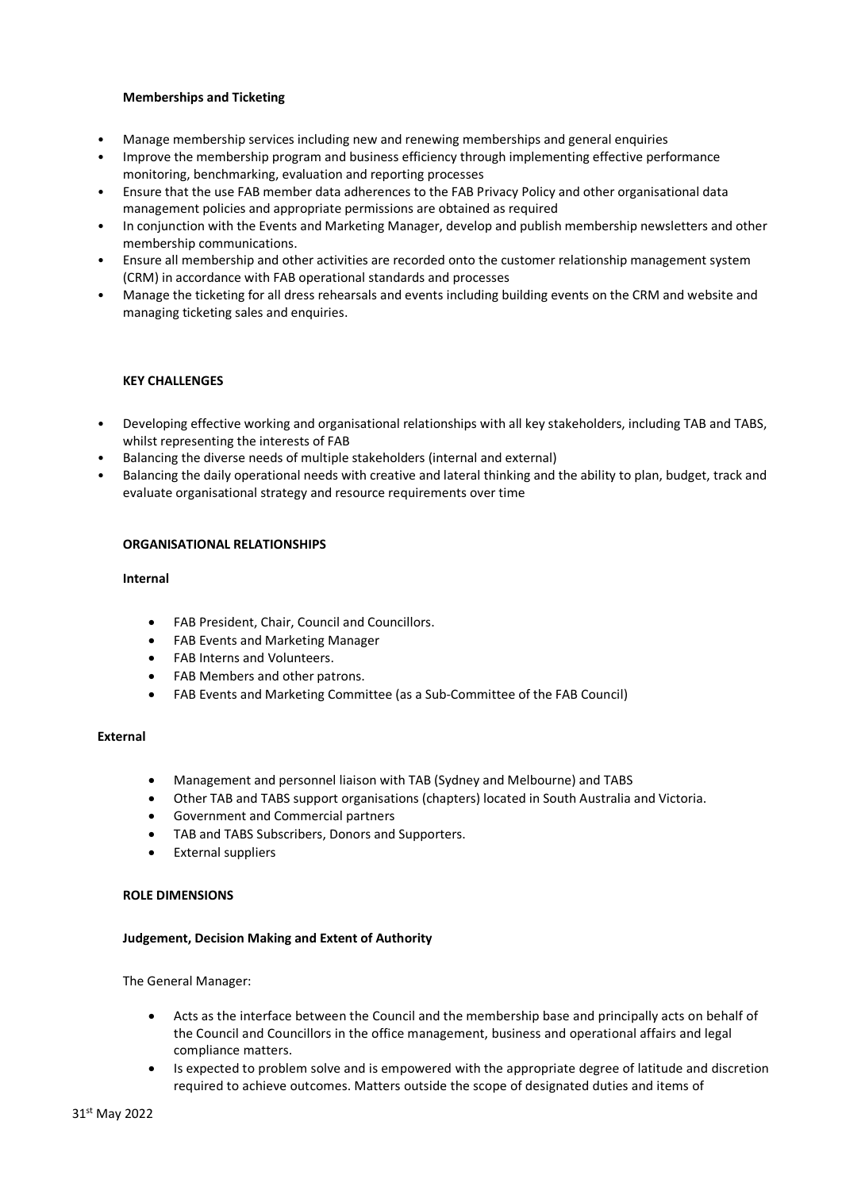**Memberships and Ticketing**

- Manage membership services including new and renewing memberships and general enquiries
- Improve the membership program and business efficiency through implementing effective performance monitoring, benchmarking, evaluation and reporting processes
- Ensure that the use FAB member data adherences to the FAB Privacy Policy and other organisational data management policies and appropriate permissions are obtained as required
- In conjunction with the Events and Marketing Manager, develop and publish membership newsletters and other membership communications.
- Ensure all membership and other activities are recorded onto the customer relationship management system (CRM) in accordance with FAB operational standards and processes
- Manage the ticketing for all dress rehearsals and events including building events on the CRM and website and managing ticketing sales and enquiries.

## KEY CHALLENGES

- Developing effective working and organisational relationships with all key stakeholders, including TAB and TABS, whilst representing the interests of FAB
- Balancing the diverse needs of multiple stakeholders (internal and external)
- Balancing the daily operational needs with creative and lateral thinking and the ability to plan, budget, track and evaluate organisational strategy and resource requirements over time

## ORGANISATIONAL RELATIONSHIPS

**Internal**

- FAB President, Chair, Council and Councillors.
- FAB Events and Marketing Manager
- FAB Interns and Volunteers.
- FAB Members and other patrons.
- FAB Events and Marketing Committee (as a Sub-Committee of the FAB Council)

**External**

- Management and personnel liaison with TAB (Sydney and Melbourne) and TABS
- Other TAB and TABS support organisations (chapters) located in South Australia and Victoria.
- Government and Commercial partners
- TAB and TABS Subscribers, Donors and Supporters.
- External suppliers

## ROLE DIMENSIONS

**Judgement, Decision Making and Extent of Authority**

The General Manager:

- Acts as the interface between the Council and the membership base and principally acts on behalf of the Council and Councillors in the office management, business and operational affairs and legal compliance matters.
- Is expected to problem solve and is empowered with the appropriate degree of latitude and discretion required to achieve outcomes. Matters outside the scope of designated duties and items of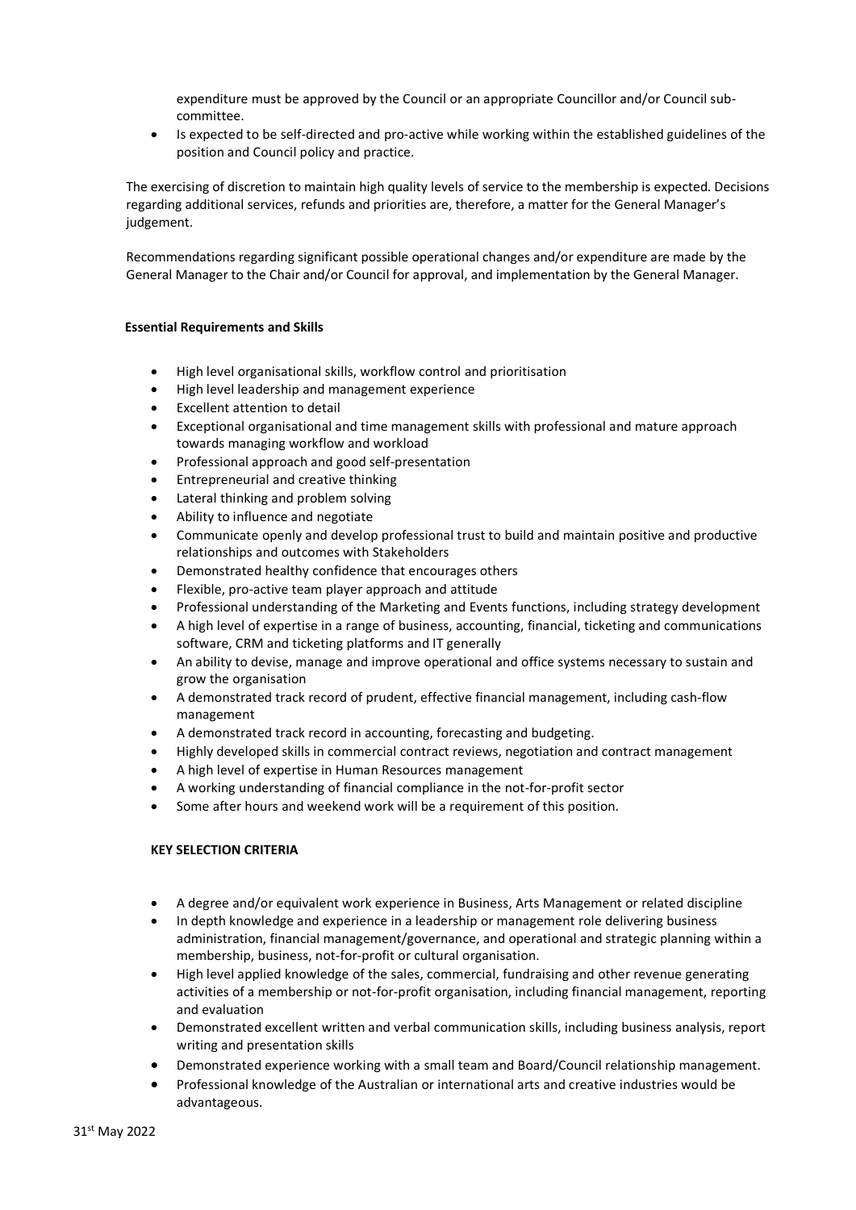expenditure must be approved by the Council or an appropriate Councillor and/or Council sub-committee.

- Is expected to be self-directed and pro-active while working within the established guidelines of the position and Council policy and practice.

The exercising of discretion to maintain high quality levels of service to the membership is expected. Decisions regarding additional services, refunds and priorities are, therefore, a matter for the General Manager's judgement.

Recommendations regarding significant possible operational changes and/or expenditure are made by the General Manager to the Chair and/or Council for approval, and implementation by the General Manager.

**Essential Requirements and Skills**

- High level organisational skills, workflow control and prioritisation
- High level leadership and management experience
- Excellent attention to detail
- Exceptional organisational and time management skills with professional and mature approach towards managing workflow and workload
- Professional approach and good self-presentation
- Entrepreneurial and creative thinking
- Lateral thinking and problem solving
- Ability to influence and negotiate
- Communicate openly and develop professional trust to build and maintain positive and productive relationships and outcomes with Stakeholders
- Demonstrated healthy confidence that encourages others
- Flexible, pro-active team player approach and attitude
- Professional understanding of the Marketing and Events functions, including strategy development
- A high level of expertise in a range of business, accounting, financial, ticketing and communications software, CRM and ticketing platforms and IT generally
- An ability to devise, manage and improve operational and office systems necessary to sustain and grow the organisation
- A demonstrated track record of prudent, effective financial management, including cash-flow management
- A demonstrated track record in accounting, forecasting and budgeting.
- Highly developed skills in commercial contract reviews, negotiation and contract management
- A high level of expertise in Human Resources management
- A working understanding of financial compliance in the not-for-profit sector
- Some after hours and weekend work will be a requirement of this position.

**KEY SELECTION CRITERIA**

- A degree and/or equivalent work experience in Business, Arts Management or related discipline
- In depth knowledge and experience in a leadership or management role delivering business administration, financial management/governance, and operational and strategic planning within a membership, business, not-for-profit or cultural organisation.
- High level applied knowledge of the sales, commercial, fundraising and other revenue generating activities of a membership or not-for-profit organisation, including financial management, reporting and evaluation
- Demonstrated excellent written and verbal communication skills, including business analysis, report writing and presentation skills
- Demonstrated experience working with a small team and Board/Council relationship management.
- Professional knowledge of the Australian or international arts and creative industries would be advantageous.

31st May 2022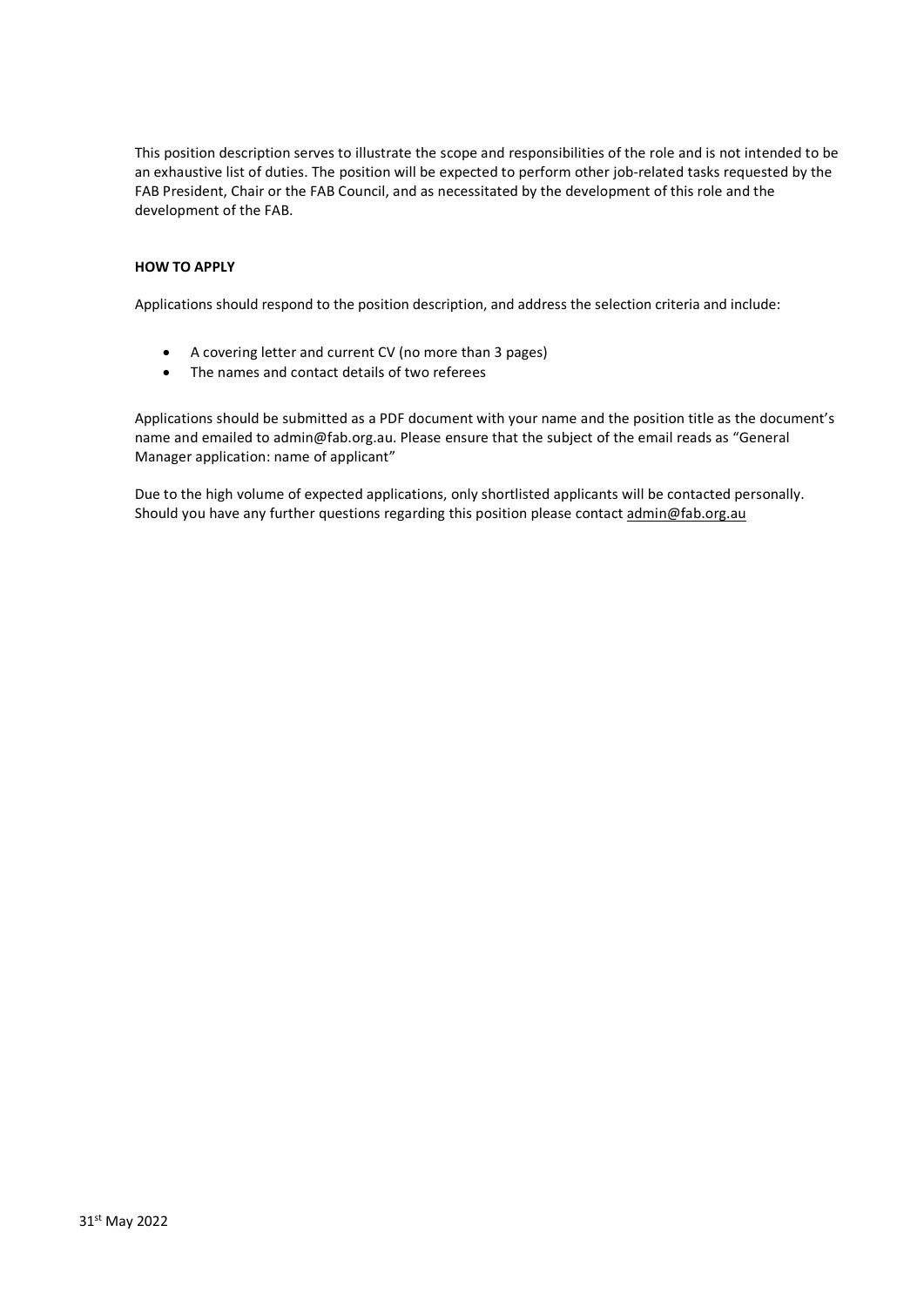This position description serves to illustrate the scope and responsibilities of the role and is not intended to be an exhaustive list of duties. The position will be expected to perform other job-related tasks requested by the FAB President, Chair or the FAB Council, and as necessitated by the development of this role and the development of the FAB.

**HOW TO APPLY**

Applications should respond to the position description, and address the selection criteria and include:

- A covering letter and current CV (no more than 3 pages)
- The names and contact details of two referees

Applications should be submitted as a PDF document with your name and the position title as the document's name and emailed to admin@fab.org.au. Please ensure that the subject of the email reads as "General Manager application: name of applicant"

Due to the high volume of expected applications, only shortlisted applicants will be contacted personally. Should you have any further questions regarding this position please contact admin@fab.org.au

31st May 2022